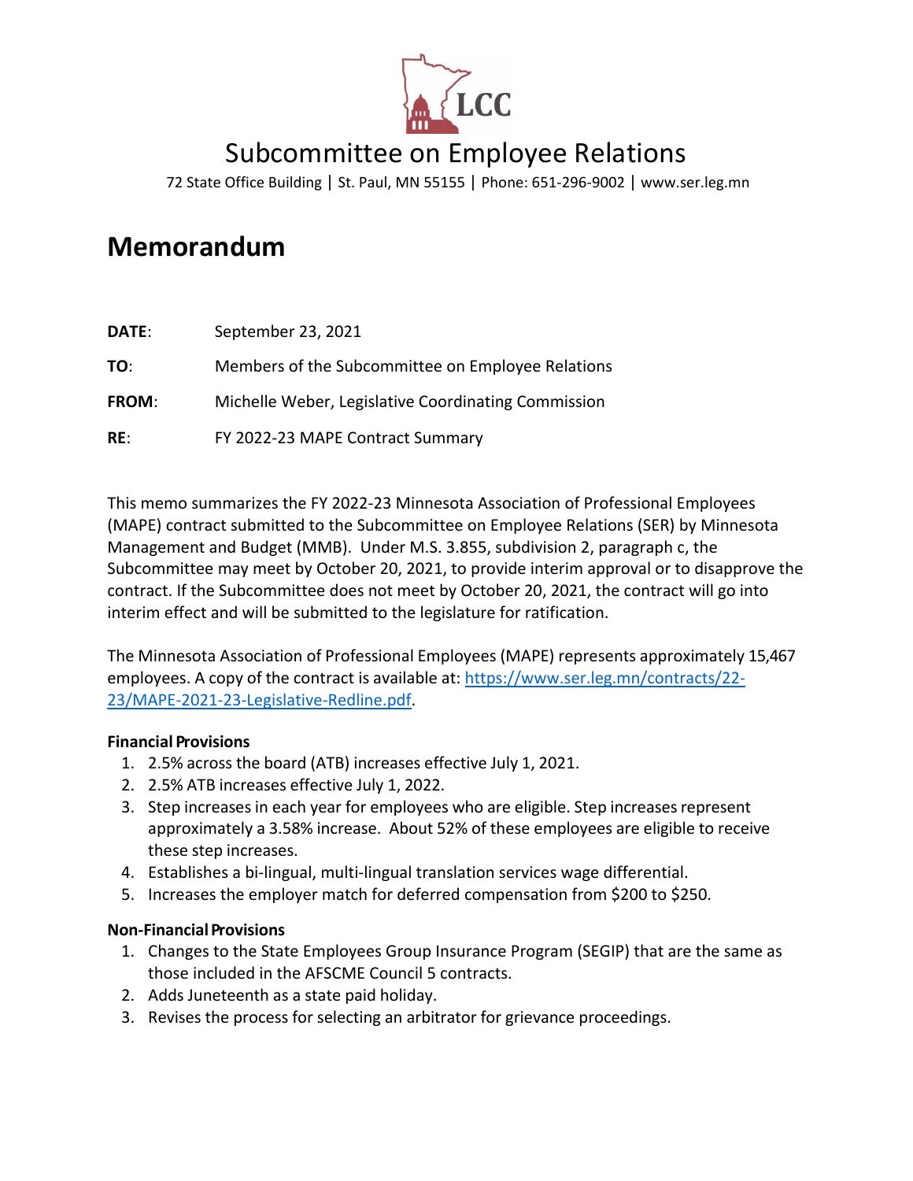LCC

# Subcommittee on Employee Relations

72 State Office Building | St. Paul, MN 55155 | Phone: 651-296-9002 | www.ser.leg.mn

## Memorandum

**DATE**: September 23, 2021

**TO**: Members of the Subcommittee on Employee Relations

**FROM**: Michelle Weber, Legislative Coordinating Commission

**RE**: FY 2022-23 MAPE Contract Summary

This memo summarizes the FY 2022-23 Minnesota Association of Professional Employees (MAPE) contract submitted to the Subcommittee on Employee Relations (SER) by Minnesota Management and Budget (MMB). Under M.S. 3.855, subdivision 2, paragraph c, the Subcommittee may meet by October 20, 2021, to provide interim approval or to disapprove the contract. If the Subcommittee does not meet by October 20, 2021, the contract will go into interim effect and will be submitted to the legislature for ratification.

The Minnesota Association of Professional Employees (MAPE) represents approximately 15,467 employees. A copy of the contract is available at: [https://www.ser.leg.mn/contracts/22-23/MAPE-2021-23-Legislative-Redline.pdf](https://www.ser.leg.mn/contracts/22-23/MAPE-2021-23-Legislative-Redline.pdf).

**Financial Provisions**

1. 2.5% across the board (ATB) increases effective July 1, 2021.
2. 2.5% ATB increases effective July 1, 2022.
3. Step increases in each year for employees who are eligible. Step increases represent approximately a 3.58% increase. About 52% of these employees are eligible to receive these step increases.
4. Establishes a bi-lingual, multi-lingual translation services wage differential.
5. Increases the employer match for deferred compensation from $200 to $250.

**Non-Financial Provisions**

1. Changes to the State Employees Group Insurance Program (SEGIP) that are the same as those included in the AFSCME Council 5 contracts.
2. Adds Juneteenth as a state paid holiday.
3. Revises the process for selecting an arbitrator for grievance proceedings.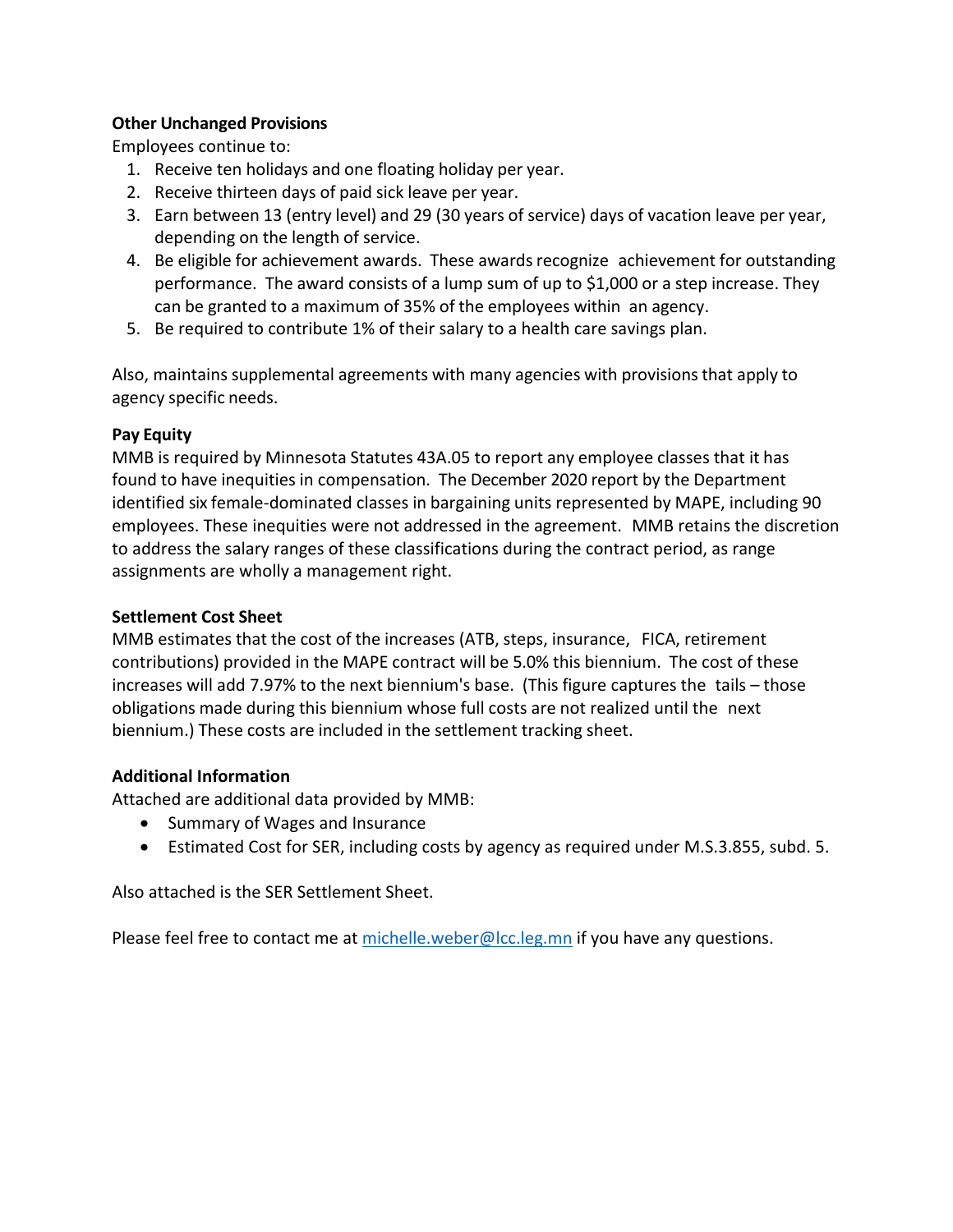**Other Unchanged Provisions**

Employees continue to:

1. Receive ten holidays and one floating holiday per year.
2. Receive thirteen days of paid sick leave per year.
3. Earn between 13 (entry level) and 29 (30 years of service) days of vacation leave per year, depending on the length of service.
4. Be eligible for achievement awards. These awards recognize achievement for outstanding performance. The award consists of a lump sum of up to $1,000 or a step increase. They can be granted to a maximum of 35% of the employees within an agency.
5. Be required to contribute 1% of their salary to a health care savings plan.

Also, maintains supplemental agreements with many agencies with provisions that apply to agency specific needs.

**Pay Equity**

MMB is required by Minnesota Statutes 43A.05 to report any employee classes that it has found to have inequities in compensation. The December 2020 report by the Department identified six female-dominated classes in bargaining units represented by MAPE, including 90 employees. These inequities were not addressed in the agreement. MMB retains the discretion to address the salary ranges of these classifications during the contract period, as range assignments are wholly a management right.

**Settlement Cost Sheet**

MMB estimates that the cost of the increases (ATB, steps, insurance, FICA, retirement contributions) provided in the MAPE contract will be 5.0% this biennium. The cost of these increases will add 7.97% to the next biennium's base. (This figure captures the tails – those obligations made during this biennium whose full costs are not realized until the next biennium.) These costs are included in the settlement tracking sheet.

**Additional Information**

Attached are additional data provided by MMB:

- Summary of Wages and Insurance
- Estimated Cost for SER, including costs by agency as required under M.S.3.855, subd. 5.

Also attached is the SER Settlement Sheet.

Please feel free to contact me at michelle.weber@lcc.leg.mn if you have any questions.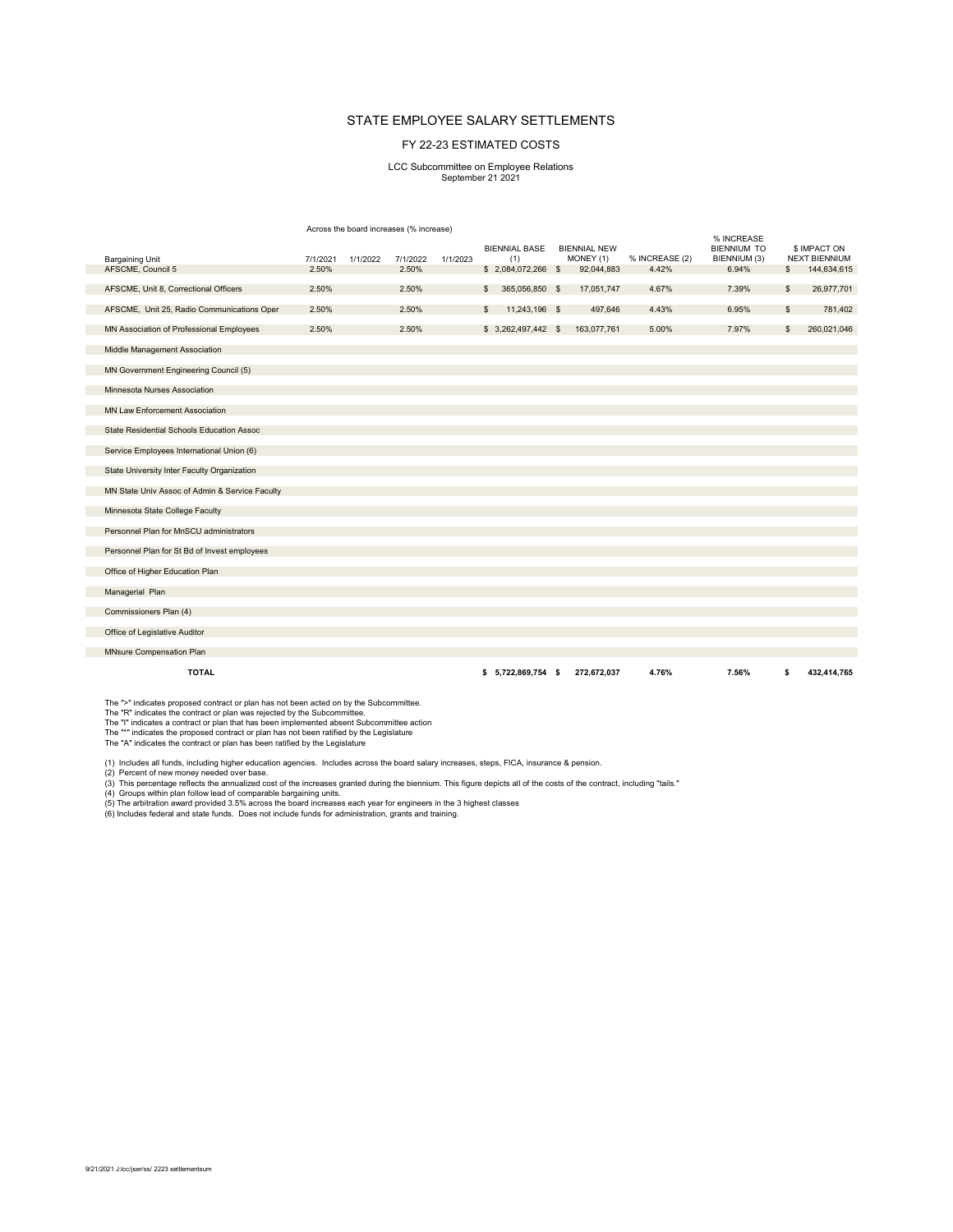# STATE EMPLOYEE SALARY SETTLEMENTS

## FY 22-23 ESTIMATED COSTS

LCC Subcommittee on Employee Relations
September 21 2021

| Bargaining Unit | Across the board increases (% increase) 7/1/2021 | 1/1/2022 | 7/1/2022 | 1/1/2023 | BIENNIAL BASE (1) | BIENNIAL NEW MONEY (1) | % INCREASE (2) | % INCREASE BIENNIUM TO BIENNIUM (3) | $ IMPACT ON NEXT BIENNIUM |
|---|---|---|---|---|---|---|---|---|---|
| AFSCME, Council 5 | 2.50% | | 2.50% | | $ 2,084,072,266 | $ 92,044,883 | 4.42% | 6.94% | $ 144,634,615 |
| AFSCME, Unit 8, Correctional Officers | 2.50% | | 2.50% | | $ 365,056,850 | $ 17,051,747 | 4.67% | 7.39% | $ 26,977,701 |
| AFSCME, Unit 25, Radio Communications Oper | 2.50% | | 2.50% | | $ 11,243,196 | $ 497,646 | 4.43% | 6.95% | $ 781,402 |
| MN Association of Professional Employees | 2.50% | | 2.50% | | $ 3,262,497,442 | $ 163,077,761 | 5.00% | 7.97% | $ 260,021,046 |
| Middle Management Association | | | | | | | | | |
| MN Government Engineering Council (5) | | | | | | | | | |
| Minnesota Nurses Association | | | | | | | | | |
| MN Law Enforcement Association | | | | | | | | | |
| State Residential Schools Education Assoc | | | | | | | | | |
| Service Employees International Union (6) | | | | | | | | | |
| State University Inter Faculty Organization | | | | | | | | | |
| MN State Univ Assoc of Admin & Service Faculty | | | | | | | | | |
| Minnesota State College Faculty | | | | | | | | | |
| Personnel Plan for MnSCU administrators | | | | | | | | | |
| Personnel Plan for St Bd of Invest employees | | | | | | | | | |
| Office of Higher Education Plan | | | | | | | | | |
| Managerial Plan | | | | | | | | | |
| Commissioners Plan (4) | | | | | | | | | |
| Office of Legislative Auditor | | | | | | | | | |
| MNsure Compensation Plan | | | | | | | | | |
| **TOTAL** | | | | | **$ 5,722,869,754** | **$ 272,672,037** | **4.76%** | **7.56%** | **$ 432,414,765** |

The ">" indicates proposed contract or plan has not been acted on by the Subcommittee.
The "R" indicates the contract or plan was rejected by the Subcommittee.
The "I" indicates a contract or plan that has been implemented absent Subcommittee action
The "*" indicates the proposed contract or plan has not been ratified by the Legislature
The "A" indicates the contract or plan has been ratified by the Legislature

(1) Includes all funds, including higher education agencies. Includes across the board salary increases, steps, FICA, insurance & pension.
(2) Percent of new money needed over base.
(3) This percentage reflects the annualized cost of the increases granted during the biennium. This figure depicts all of the costs of the contract, including "tails."
(4) Groups within plan follow lead of comparable bargaining units.
(5) The arbitration award provided 3.5% across the board increases each year for engineers in the 3 highest classes
(6) Includes federal and state funds. Does not include funds for administration, grants and training.

9/21/2021 J:lcc/jser/ss/ 2223 settlementsum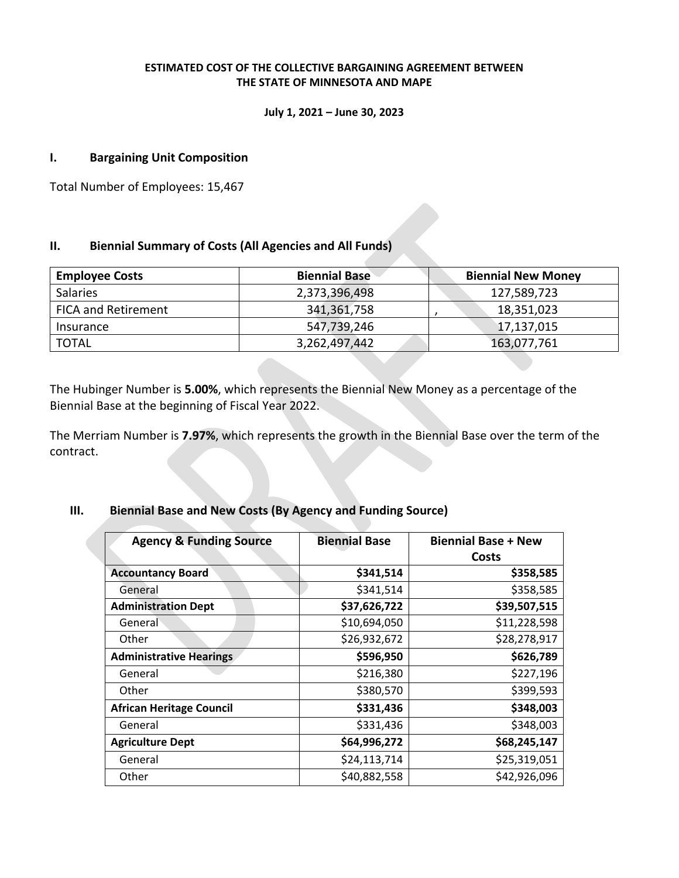**ESTIMATED COST OF THE COLLECTIVE BARGAINING AGREEMENT BETWEEN THE STATE OF MINNESOTA AND MAPE**

**July 1, 2021 – June 30, 2023**

## I. Bargaining Unit Composition

Total Number of Employees: 15,467

## II. Biennial Summary of Costs (All Agencies and All Funds)

| Employee Costs | Biennial Base | Biennial New Money |
|---|---|---|
| Salaries | 2,373,396,498 | 127,589,723 |
| FICA and Retirement | 341,361,758 | , 18,351,023 |
| Insurance | 547,739,246 | 17,137,015 |
| TOTAL | 3,262,497,442 | 163,077,761 |

The Hubinger Number is **5.00%**, which represents the Biennial New Money as a percentage of the Biennial Base at the beginning of Fiscal Year 2022.

The Merriam Number is **7.97%**, which represents the growth in the Biennial Base over the term of the contract.

## III. Biennial Base and New Costs (By Agency and Funding Source)

| Agency & Funding Source | Biennial Base | Biennial Base + New Costs |
|---|---|---|
| **Accountancy Board** | **$341,514** | **$358,585** |
| General | $341,514 | $358,585 |
| **Administration Dept** | **$37,626,722** | **$39,507,515** |
| General | $10,694,050 | $11,228,598 |
| Other | $26,932,672 | $28,278,917 |
| **Administrative Hearings** | **$596,950** | **$626,789** |
| General | $216,380 | $227,196 |
| Other | $380,570 | $399,593 |
| **African Heritage Council** | **$331,436** | **$348,003** |
| General | $331,436 | $348,003 |
| **Agriculture Dept** | **$64,996,272** | **$68,245,147** |
| General | $24,113,714 | $25,319,051 |
| Other | $40,882,558 | $42,926,096 |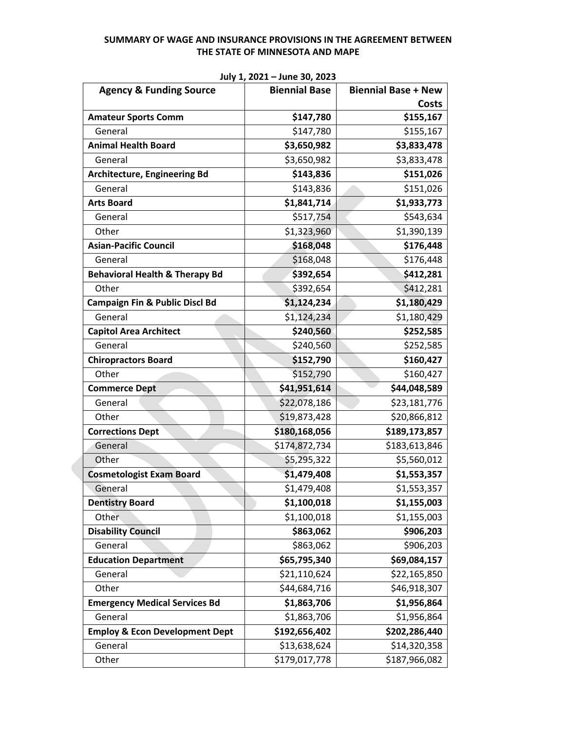**SUMMARY OF WAGE AND INSURANCE PROVISIONS IN THE AGREEMENT BETWEEN THE STATE OF MINNESOTA AND MAPE**

**July 1, 2021 – June 30, 2023**

| Agency & Funding Source | Biennial Base | Biennial Base + New Costs |
|---|---|---|
| **Amateur Sports Comm** | **$147,780** | **$155,167** |
| General | $147,780 | $155,167 |
| **Animal Health Board** | **$3,650,982** | **$3,833,478** |
| General | $3,650,982 | $3,833,478 |
| **Architecture, Engineering Bd** | **$143,836** | **$151,026** |
| General | $143,836 | $151,026 |
| **Arts Board** | **$1,841,714** | **$1,933,773** |
| General | $517,754 | $543,634 |
| Other | $1,323,960 | $1,390,139 |
| **Asian-Pacific Council** | **$168,048** | **$176,448** |
| General | $168,048 | $176,448 |
| **Behavioral Health & Therapy Bd** | **$392,654** | **$412,281** |
| Other | $392,654 | $412,281 |
| **Campaign Fin & Public Discl Bd** | **$1,124,234** | **$1,180,429** |
| General | $1,124,234 | $1,180,429 |
| **Capitol Area Architect** | **$240,560** | **$252,585** |
| General | $240,560 | $252,585 |
| **Chiropractors Board** | **$152,790** | **$160,427** |
| Other | $152,790 | $160,427 |
| **Commerce Dept** | **$41,951,614** | **$44,048,589** |
| General | $22,078,186 | $23,181,776 |
| Other | $19,873,428 | $20,866,812 |
| **Corrections Dept** | **$180,168,056** | **$189,173,857** |
| General | $174,872,734 | $183,613,846 |
| Other | $5,295,322 | $5,560,012 |
| **Cosmetologist Exam Board** | **$1,479,408** | **$1,553,357** |
| General | $1,479,408 | $1,553,357 |
| **Dentistry Board** | **$1,100,018** | **$1,155,003** |
| Other | $1,100,018 | $1,155,003 |
| **Disability Council** | **$863,062** | **$906,203** |
| General | $863,062 | $906,203 |
| **Education Department** | **$65,795,340** | **$69,084,157** |
| General | $21,110,624 | $22,165,850 |
| Other | $44,684,716 | $46,918,307 |
| **Emergency Medical Services Bd** | **$1,863,706** | **$1,956,864** |
| General | $1,863,706 | $1,956,864 |
| **Employ & Econ Development Dept** | **$192,656,402** | **$202,286,440** |
| General | $13,638,624 | $14,320,358 |
| Other | $179,017,778 | $187,966,082 |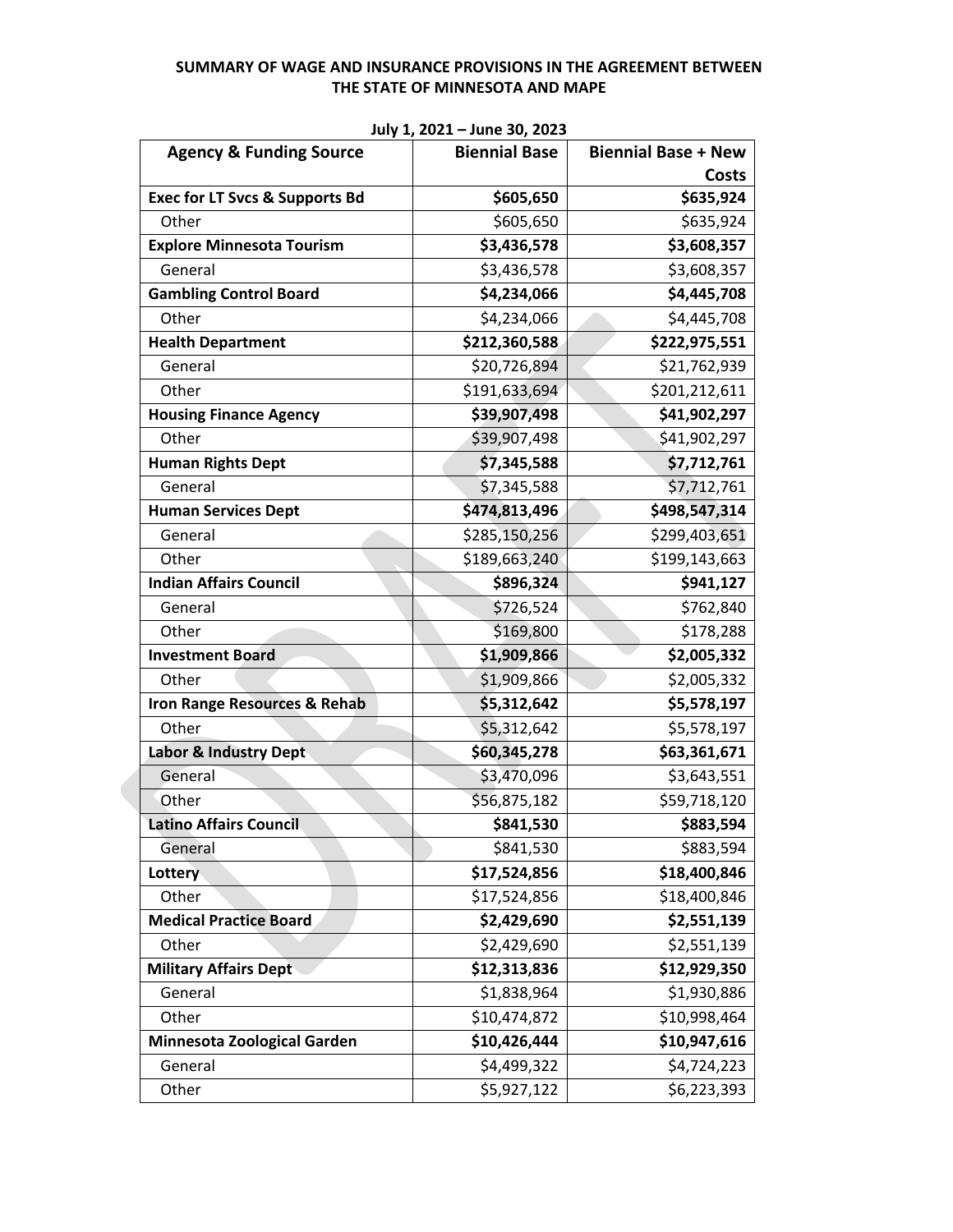**SUMMARY OF WAGE AND INSURANCE PROVISIONS IN THE AGREEMENT BETWEEN THE STATE OF MINNESOTA AND MAPE**

**July 1, 2021 – June 30, 2023**

| Agency & Funding Source | Biennial Base | Biennial Base + New Costs |
|---|---|---|
| **Exec for LT Svcs & Supports Bd** | **$605,650** | **$635,924** |
| Other | $605,650 | $635,924 |
| **Explore Minnesota Tourism** | **$3,436,578** | **$3,608,357** |
| General | $3,436,578 | $3,608,357 |
| **Gambling Control Board** | **$4,234,066** | **$4,445,708** |
| Other | $4,234,066 | $4,445,708 |
| **Health Department** | **$212,360,588** | **$222,975,551** |
| General | $20,726,894 | $21,762,939 |
| Other | $191,633,694 | $201,212,611 |
| **Housing Finance Agency** | **$39,907,498** | **$41,902,297** |
| Other | $39,907,498 | $41,902,297 |
| **Human Rights Dept** | **$7,345,588** | **$7,712,761** |
| General | $7,345,588 | $7,712,761 |
| **Human Services Dept** | **$474,813,496** | **$498,547,314** |
| General | $285,150,256 | $299,403,651 |
| Other | $189,663,240 | $199,143,663 |
| **Indian Affairs Council** | **$896,324** | **$941,127** |
| General | $726,524 | $762,840 |
| Other | $169,800 | $178,288 |
| **Investment Board** | **$1,909,866** | **$2,005,332** |
| Other | $1,909,866 | $2,005,332 |
| **Iron Range Resources & Rehab** | **$5,312,642** | **$5,578,197** |
| Other | $5,312,642 | $5,578,197 |
| **Labor & Industry Dept** | **$60,345,278** | **$63,361,671** |
| General | $3,470,096 | $3,643,551 |
| Other | $56,875,182 | $59,718,120 |
| **Latino Affairs Council** | **$841,530** | **$883,594** |
| General | $841,530 | $883,594 |
| **Lottery** | **$17,524,856** | **$18,400,846** |
| Other | $17,524,856 | $18,400,846 |
| **Medical Practice Board** | **$2,429,690** | **$2,551,139** |
| Other | $2,429,690 | $2,551,139 |
| **Military Affairs Dept** | **$12,313,836** | **$12,929,350** |
| General | $1,838,964 | $1,930,886 |
| Other | $10,474,872 | $10,998,464 |
| **Minnesota Zoological Garden** | **$10,426,444** | **$10,947,616** |
| General | $4,499,322 | $4,724,223 |
| Other | $5,927,122 | $6,223,393 |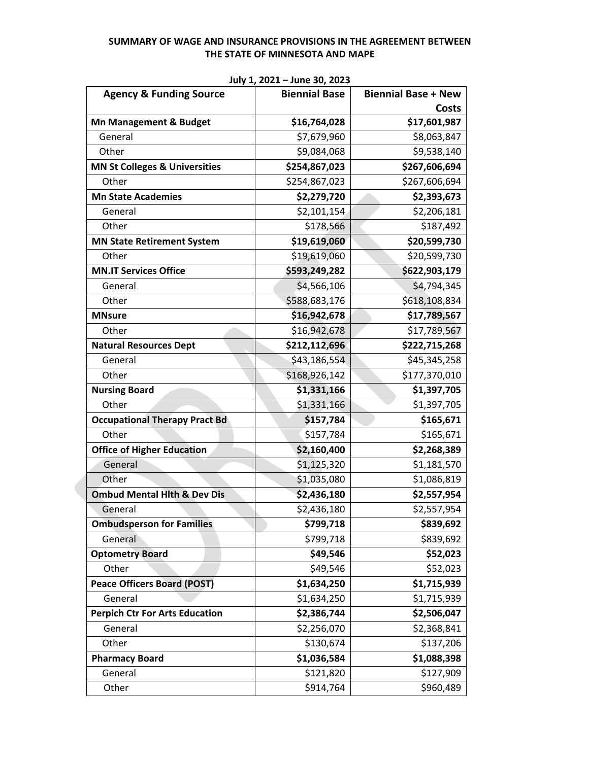**SUMMARY OF WAGE AND INSURANCE PROVISIONS IN THE AGREEMENT BETWEEN THE STATE OF MINNESOTA AND MAPE**

**July 1, 2021 – June 30, 2023**

| Agency & Funding Source | Biennial Base | Biennial Base + New Costs |
|---|---:|---:|
| **Mn Management & Budget** | **$16,764,028** | **$17,601,987** |
| General | $7,679,960 | $8,063,847 |
| Other | $9,084,068 | $9,538,140 |
| **MN St Colleges & Universities** | **$254,867,023** | **$267,606,694** |
| Other | $254,867,023 | $267,606,694 |
| **Mn State Academies** | **$2,279,720** | **$2,393,673** |
| General | $2,101,154 | $2,206,181 |
| Other | $178,566 | $187,492 |
| **MN State Retirement System** | **$19,619,060** | **$20,599,730** |
| Other | $19,619,060 | $20,599,730 |
| **MN.IT Services Office** | **$593,249,282** | **$622,903,179** |
| General | $4,566,106 | $4,794,345 |
| Other | $588,683,176 | $618,108,834 |
| **MNsure** | **$16,942,678** | **$17,789,567** |
| Other | $16,942,678 | $17,789,567 |
| **Natural Resources Dept** | **$212,112,696** | **$222,715,268** |
| General | $43,186,554 | $45,345,258 |
| Other | $168,926,142 | $177,370,010 |
| **Nursing Board** | **$1,331,166** | **$1,397,705** |
| Other | $1,331,166 | $1,397,705 |
| **Occupational Therapy Pract Bd** | **$157,784** | **$165,671** |
| Other | $157,784 | $165,671 |
| **Office of Higher Education** | **$2,160,400** | **$2,268,389** |
| General | $1,125,320 | $1,181,570 |
| Other | $1,035,080 | $1,086,819 |
| **Ombud Mental Hlth & Dev Dis** | **$2,436,180** | **$2,557,954** |
| General | $2,436,180 | $2,557,954 |
| **Ombudsperson for Families** | **$799,718** | **$839,692** |
| General | $799,718 | $839,692 |
| **Optometry Board** | **$49,546** | **$52,023** |
| Other | $49,546 | $52,023 |
| **Peace Officers Board (POST)** | **$1,634,250** | **$1,715,939** |
| General | $1,634,250 | $1,715,939 |
| **Perpich Ctr For Arts Education** | **$2,386,744** | **$2,506,047** |
| General | $2,256,070 | $2,368,841 |
| Other | $130,674 | $137,206 |
| **Pharmacy Board** | **$1,036,584** | **$1,088,398** |
| General | $121,820 | $127,909 |
| Other | $914,764 | $960,489 |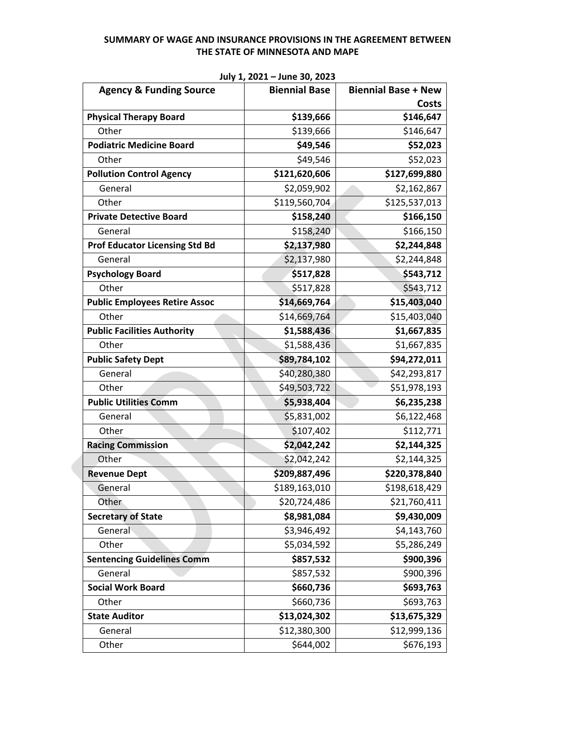**SUMMARY OF WAGE AND INSURANCE PROVISIONS IN THE AGREEMENT BETWEEN THE STATE OF MINNESOTA AND MAPE**

July 1, 2021 – June 30, 2023

| Agency & Funding Source | Biennial Base | Biennial Base + New Costs |
|---|---|---|
| **Physical Therapy Board** | **$139,666** | **$146,647** |
| Other | $139,666 | $146,647 |
| **Podiatric Medicine Board** | **$49,546** | **$52,023** |
| Other | $49,546 | $52,023 |
| **Pollution Control Agency** | **$121,620,606** | **$127,699,880** |
| General | $2,059,902 | $2,162,867 |
| Other | $119,560,704 | $125,537,013 |
| **Private Detective Board** | **$158,240** | **$166,150** |
| General | $158,240 | $166,150 |
| **Prof Educator Licensing Std Bd** | **$2,137,980** | **$2,244,848** |
| General | $2,137,980 | $2,244,848 |
| **Psychology Board** | **$517,828** | **$543,712** |
| Other | $517,828 | $543,712 |
| **Public Employees Retire Assoc** | **$14,669,764** | **$15,403,040** |
| Other | $14,669,764 | $15,403,040 |
| **Public Facilities Authority** | **$1,588,436** | **$1,667,835** |
| Other | $1,588,436 | $1,667,835 |
| **Public Safety Dept** | **$89,784,102** | **$94,272,011** |
| General | $40,280,380 | $42,293,817 |
| Other | $49,503,722 | $51,978,193 |
| **Public Utilities Comm** | **$5,938,404** | **$6,235,238** |
| General | $5,831,002 | $6,122,468 |
| Other | $107,402 | $112,771 |
| **Racing Commission** | **$2,042,242** | **$2,144,325** |
| Other | $2,042,242 | $2,144,325 |
| **Revenue Dept** | **$209,887,496** | **$220,378,840** |
| General | $189,163,010 | $198,618,429 |
| Other | $20,724,486 | $21,760,411 |
| **Secretary of State** | **$8,981,084** | **$9,430,009** |
| General | $3,946,492 | $4,143,760 |
| Other | $5,034,592 | $5,286,249 |
| **Sentencing Guidelines Comm** | **$857,532** | **$900,396** |
| General | $857,532 | $900,396 |
| **Social Work Board** | **$660,736** | **$693,763** |
| Other | $660,736 | $693,763 |
| **State Auditor** | **$13,024,302** | **$13,675,329** |
| General | $12,380,300 | $12,999,136 |
| Other | $644,002 | $676,193 |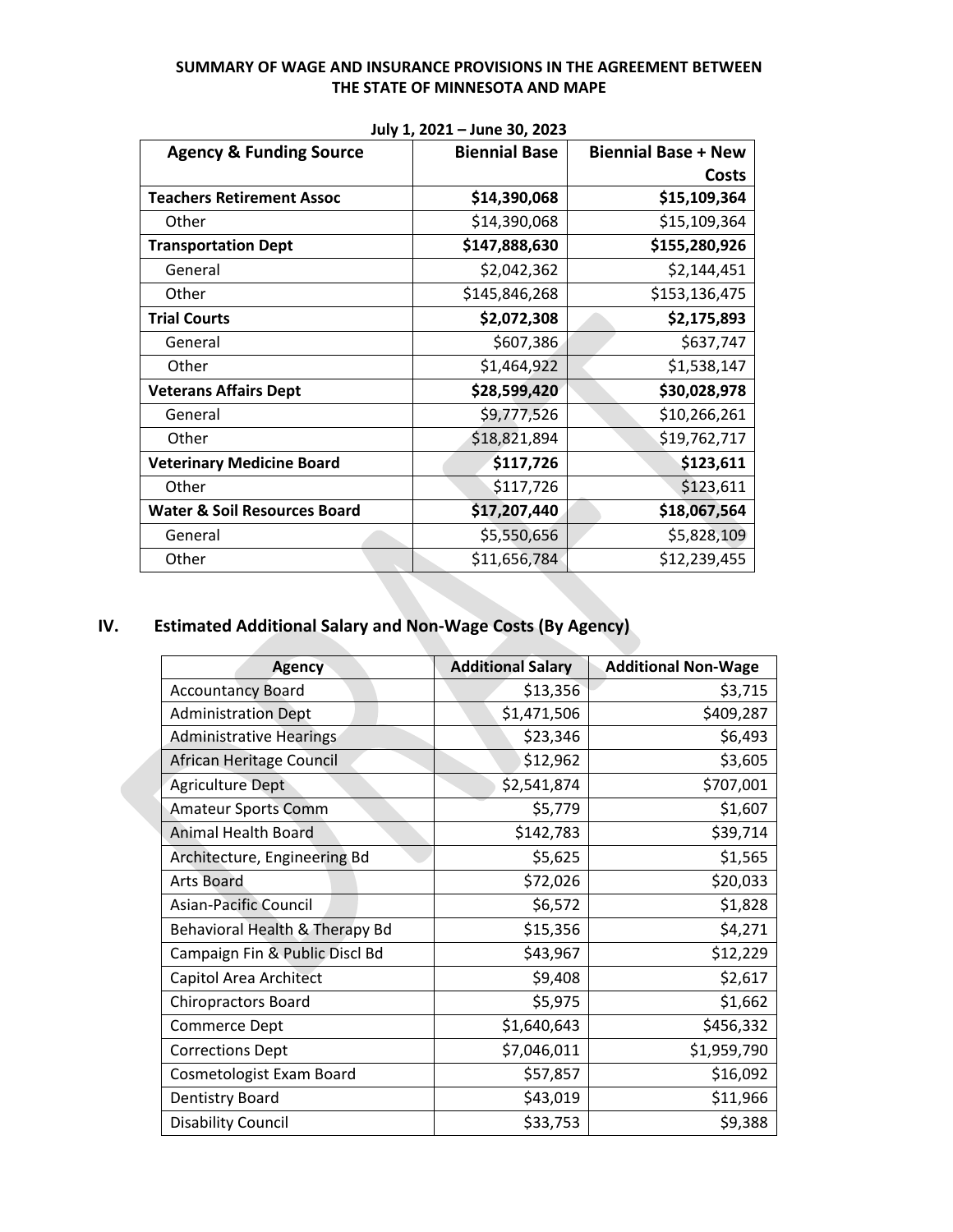**SUMMARY OF WAGE AND INSURANCE PROVISIONS IN THE AGREEMENT BETWEEN THE STATE OF MINNESOTA AND MAPE**

July 1, 2021 – June 30, 2023

| Agency & Funding Source | Biennial Base | Biennial Base + New Costs |
|---|---:|---:|
| **Teachers Retirement Assoc** | **$14,390,068** | **$15,109,364** |
| Other | $14,390,068 | $15,109,364 |
| **Transportation Dept** | **$147,888,630** | **$155,280,926** |
| General | $2,042,362 | $2,144,451 |
| Other | $145,846,268 | $153,136,475 |
| **Trial Courts** | **$2,072,308** | **$2,175,893** |
| General | $607,386 | $637,747 |
| Other | $1,464,922 | $1,538,147 |
| **Veterans Affairs Dept** | **$28,599,420** | **$30,028,978** |
| General | $9,777,526 | $10,266,261 |
| Other | $18,821,894 | $19,762,717 |
| **Veterinary Medicine Board** | **$117,726** | **$123,611** |
| Other | $117,726 | $123,611 |
| **Water & Soil Resources Board** | **$17,207,440** | **$18,067,564** |
| General | $5,550,656 | $5,828,109 |
| Other | $11,656,784 | $12,239,455 |

## IV. Estimated Additional Salary and Non-Wage Costs (By Agency)

| Agency | Additional Salary | Additional Non-Wage |
|---|---:|---:|
| Accountancy Board | $13,356 | $3,715 |
| Administration Dept | $1,471,506 | $409,287 |
| Administrative Hearings | $23,346 | $6,493 |
| African Heritage Council | $12,962 | $3,605 |
| Agriculture Dept | $2,541,874 | $707,001 |
| Amateur Sports Comm | $5,779 | $1,607 |
| Animal Health Board | $142,783 | $39,714 |
| Architecture, Engineering Bd | $5,625 | $1,565 |
| Arts Board | $72,026 | $20,033 |
| Asian-Pacific Council | $6,572 | $1,828 |
| Behavioral Health & Therapy Bd | $15,356 | $4,271 |
| Campaign Fin & Public Discl Bd | $43,967 | $12,229 |
| Capitol Area Architect | $9,408 | $2,617 |
| Chiropractors Board | $5,975 | $1,662 |
| Commerce Dept | $1,640,643 | $456,332 |
| Corrections Dept | $7,046,011 | $1,959,790 |
| Cosmetologist Exam Board | $57,857 | $16,092 |
| Dentistry Board | $43,019 | $11,966 |
| Disability Council | $33,753 | $9,388 |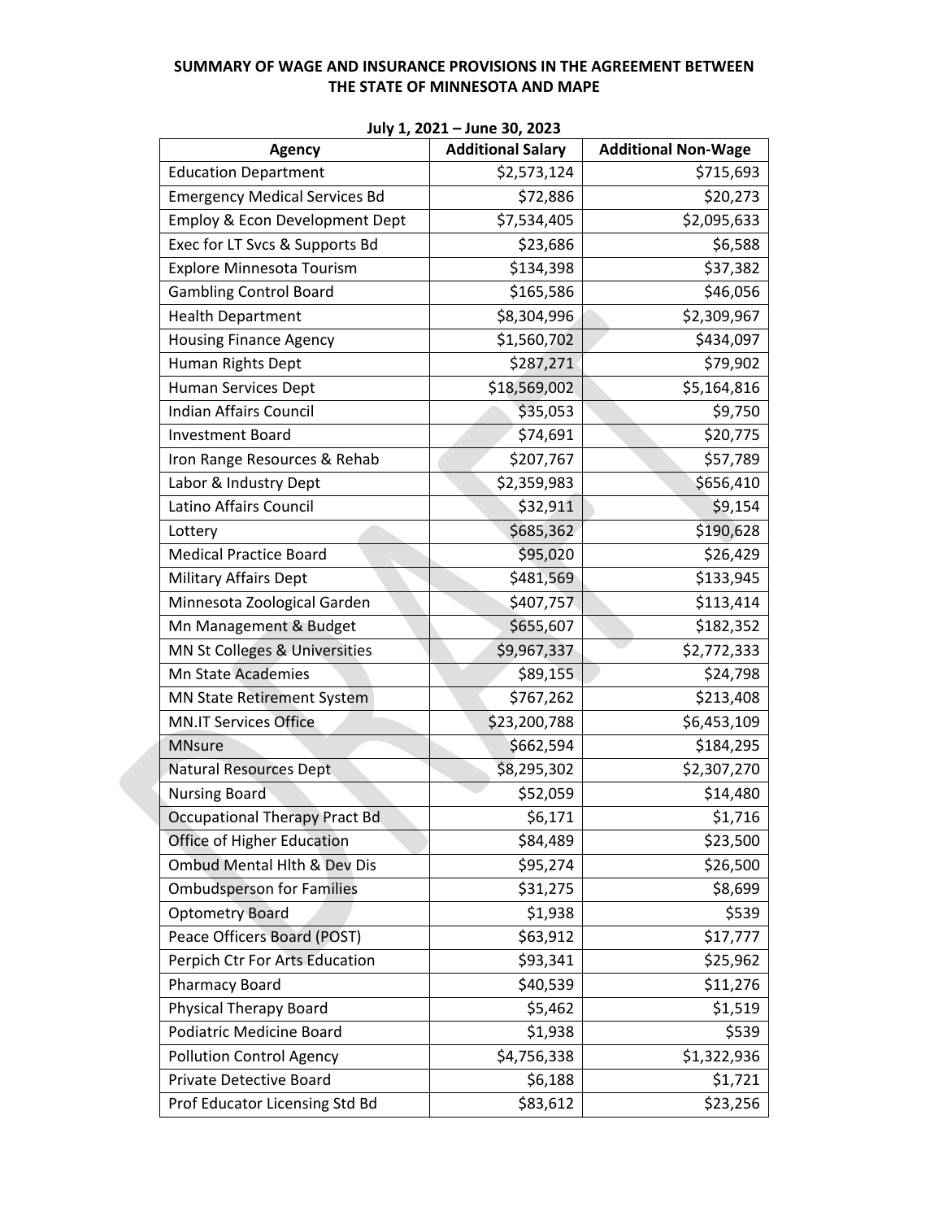**SUMMARY OF WAGE AND INSURANCE PROVISIONS IN THE AGREEMENT BETWEEN THE STATE OF MINNESOTA AND MAPE**

**July 1, 2021 – June 30, 2023**

| Agency | Additional Salary | Additional Non-Wage |
|---|---:|---:|
| Education Department | $2,573,124 | $715,693 |
| Emergency Medical Services Bd | $72,886 | $20,273 |
| Employ & Econ Development Dept | $7,534,405 | $2,095,633 |
| Exec for LT Svcs & Supports Bd | $23,686 | $6,588 |
| Explore Minnesota Tourism | $134,398 | $37,382 |
| Gambling Control Board | $165,586 | $46,056 |
| Health Department | $8,304,996 | $2,309,967 |
| Housing Finance Agency | $1,560,702 | $434,097 |
| Human Rights Dept | $287,271 | $79,902 |
| Human Services Dept | $18,569,002 | $5,164,816 |
| Indian Affairs Council | $35,053 | $9,750 |
| Investment Board | $74,691 | $20,775 |
| Iron Range Resources & Rehab | $207,767 | $57,789 |
| Labor & Industry Dept | $2,359,983 | $656,410 |
| Latino Affairs Council | $32,911 | $9,154 |
| Lottery | $685,362 | $190,628 |
| Medical Practice Board | $95,020 | $26,429 |
| Military Affairs Dept | $481,569 | $133,945 |
| Minnesota Zoological Garden | $407,757 | $113,414 |
| Mn Management & Budget | $655,607 | $182,352 |
| MN St Colleges & Universities | $9,967,337 | $2,772,333 |
| Mn State Academies | $89,155 | $24,798 |
| MN State Retirement System | $767,262 | $213,408 |
| MN.IT Services Office | $23,200,788 | $6,453,109 |
| MNsure | $662,594 | $184,295 |
| Natural Resources Dept | $8,295,302 | $2,307,270 |
| Nursing Board | $52,059 | $14,480 |
| Occupational Therapy Pract Bd | $6,171 | $1,716 |
| Office of Higher Education | $84,489 | $23,500 |
| Ombud Mental Hlth & Dev Dis | $95,274 | $26,500 |
| Ombudsperson for Families | $31,275 | $8,699 |
| Optometry Board | $1,938 | $539 |
| Peace Officers Board (POST) | $63,912 | $17,777 |
| Perpich Ctr For Arts Education | $93,341 | $25,962 |
| Pharmacy Board | $40,539 | $11,276 |
| Physical Therapy Board | $5,462 | $1,519 |
| Podiatric Medicine Board | $1,938 | $539 |
| Pollution Control Agency | $4,756,338 | $1,322,936 |
| Private Detective Board | $6,188 | $1,721 |
| Prof Educator Licensing Std Bd | $83,612 | $23,256 |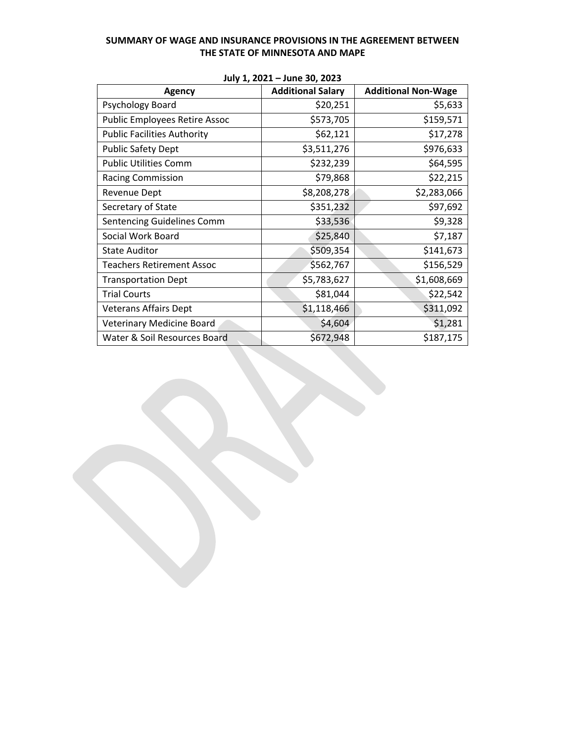**SUMMARY OF WAGE AND INSURANCE PROVISIONS IN THE AGREEMENT BETWEEN THE STATE OF MINNESOTA AND MAPE**

**July 1, 2021 – June 30, 2023**

| Agency | Additional Salary | Additional Non-Wage |
|---|---:|---:|
| Psychology Board | $20,251 | $5,633 |
| Public Employees Retire Assoc | $573,705 | $159,571 |
| Public Facilities Authority | $62,121 | $17,278 |
| Public Safety Dept | $3,511,276 | $976,633 |
| Public Utilities Comm | $232,239 | $64,595 |
| Racing Commission | $79,868 | $22,215 |
| Revenue Dept | $8,208,278 | $2,283,066 |
| Secretary of State | $351,232 | $97,692 |
| Sentencing Guidelines Comm | $33,536 | $9,328 |
| Social Work Board | $25,840 | $7,187 |
| State Auditor | $509,354 | $141,673 |
| Teachers Retirement Assoc | $562,767 | $156,529 |
| Transportation Dept | $5,783,627 | $1,608,669 |
| Trial Courts | $81,044 | $22,542 |
| Veterans Affairs Dept | $1,118,466 | $311,092 |
| Veterinary Medicine Board | $4,604 | $1,281 |
| Water & Soil Resources Board | $672,948 | $187,175 |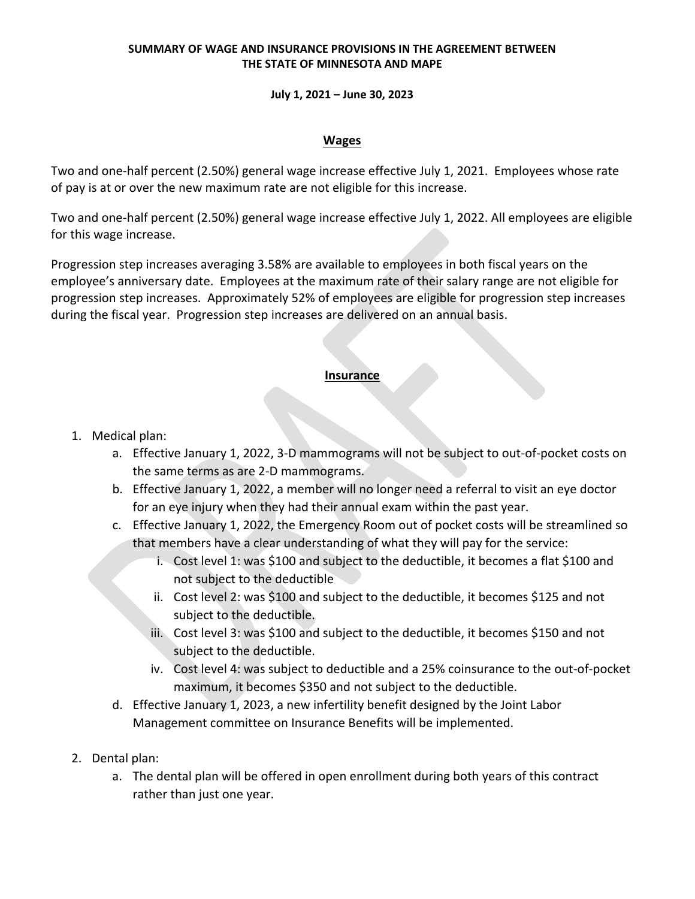**SUMMARY OF WAGE AND INSURANCE PROVISIONS IN THE AGREEMENT BETWEEN THE STATE OF MINNESOTA AND MAPE**

**July 1, 2021 – June 30, 2023**

## Wages

Two and one-half percent (2.50%) general wage increase effective July 1, 2021. Employees whose rate of pay is at or over the new maximum rate are not eligible for this increase.

Two and one-half percent (2.50%) general wage increase effective July 1, 2022. All employees are eligible for this wage increase.

Progression step increases averaging 3.58% are available to employees in both fiscal years on the employee's anniversary date. Employees at the maximum rate of their salary range are not eligible for progression step increases. Approximately 52% of employees are eligible for progression step increases during the fiscal year. Progression step increases are delivered on an annual basis.

## Insurance

1. Medical plan:
   a. Effective January 1, 2022, 3-D mammograms will not be subject to out-of-pocket costs on the same terms as are 2-D mammograms.
   b. Effective January 1, 2022, a member will no longer need a referral to visit an eye doctor for an eye injury when they had their annual exam within the past year.
   c. Effective January 1, 2022, the Emergency Room out of pocket costs will be streamlined so that members have a clear understanding of what they will pay for the service:
      i. Cost level 1: was $100 and subject to the deductible, it becomes a flat $100 and not subject to the deductible
      ii. Cost level 2: was $100 and subject to the deductible, it becomes $125 and not subject to the deductible.
      iii. Cost level 3: was $100 and subject to the deductible, it becomes $150 and not subject to the deductible.
      iv. Cost level 4: was subject to deductible and a 25% coinsurance to the out-of-pocket maximum, it becomes $350 and not subject to the deductible.
   d. Effective January 1, 2023, a new infertility benefit designed by the Joint Labor Management committee on Insurance Benefits will be implemented.

2. Dental plan:
   a. The dental plan will be offered in open enrollment during both years of this contract rather than just one year.